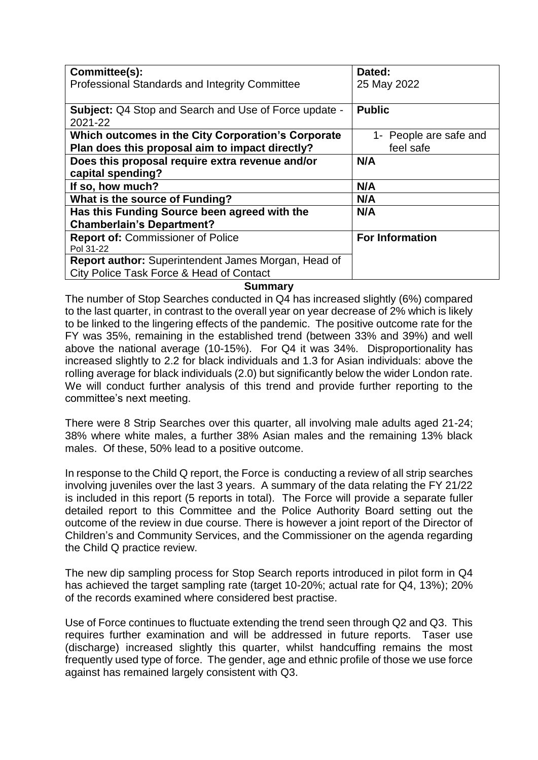| Committee(s):<br>Professional Standards and Integrity Committee | Dated:<br>25 May 2022 |
|---|---|
| **Subject:** Q4 Stop and Search and Use of Force update - 2021-22 | **Public** |
| **Which outcomes in the City Corporation's Corporate Plan does this proposal aim to impact directly?** | 1- People are safe and feel safe |
| **Does this proposal require extra revenue and/or capital spending?** | **N/A** |
| **If so, how much?** | **N/A** |
| **What is the source of Funding?** | **N/A** |
| **Has this Funding Source been agreed with the Chamberlain's Department?** | **N/A** |
| **Report of:** Commissioner of Police<br>Pol 31-22 | **For Information** |
| **Report author:** Superintendent James Morgan, Head of City Police Task Force & Head of Contact | |

## Summary

The number of Stop Searches conducted in Q4 has increased slightly (6%) compared to the last quarter, in contrast to the overall year on year decrease of 2% which is likely to be linked to the lingering effects of the pandemic. The positive outcome rate for the FY was 35%, remaining in the established trend (between 33% and 39%) and well above the national average (10-15%). For Q4 it was 34%. Disproportionality has increased slightly to 2.2 for black individuals and 1.3 for Asian individuals: above the rolling average for black individuals (2.0) but significantly below the wider London rate. We will conduct further analysis of this trend and provide further reporting to the committee's next meeting.

There were 8 Strip Searches over this quarter, all involving male adults aged 21-24; 38% where white males, a further 38% Asian males and the remaining 13% black males. Of these, 50% lead to a positive outcome.

In response to the Child Q report, the Force is conducting a review of all strip searches involving juveniles over the last 3 years. A summary of the data relating the FY 21/22 is included in this report (5 reports in total). The Force will provide a separate fuller detailed report to this Committee and the Police Authority Board setting out the outcome of the review in due course. There is however a joint report of the Director of Children's and Community Services, and the Commissioner on the agenda regarding the Child Q practice review.

The new dip sampling process for Stop Search reports introduced in pilot form in Q4 has achieved the target sampling rate (target 10-20%; actual rate for Q4, 13%); 20% of the records examined where considered best practise.

Use of Force continues to fluctuate extending the trend seen through Q2 and Q3. This requires further examination and will be addressed in future reports. Taser use (discharge) increased slightly this quarter, whilst handcuffing remains the most frequently used type of force. The gender, age and ethnic profile of those we use force against has remained largely consistent with Q3.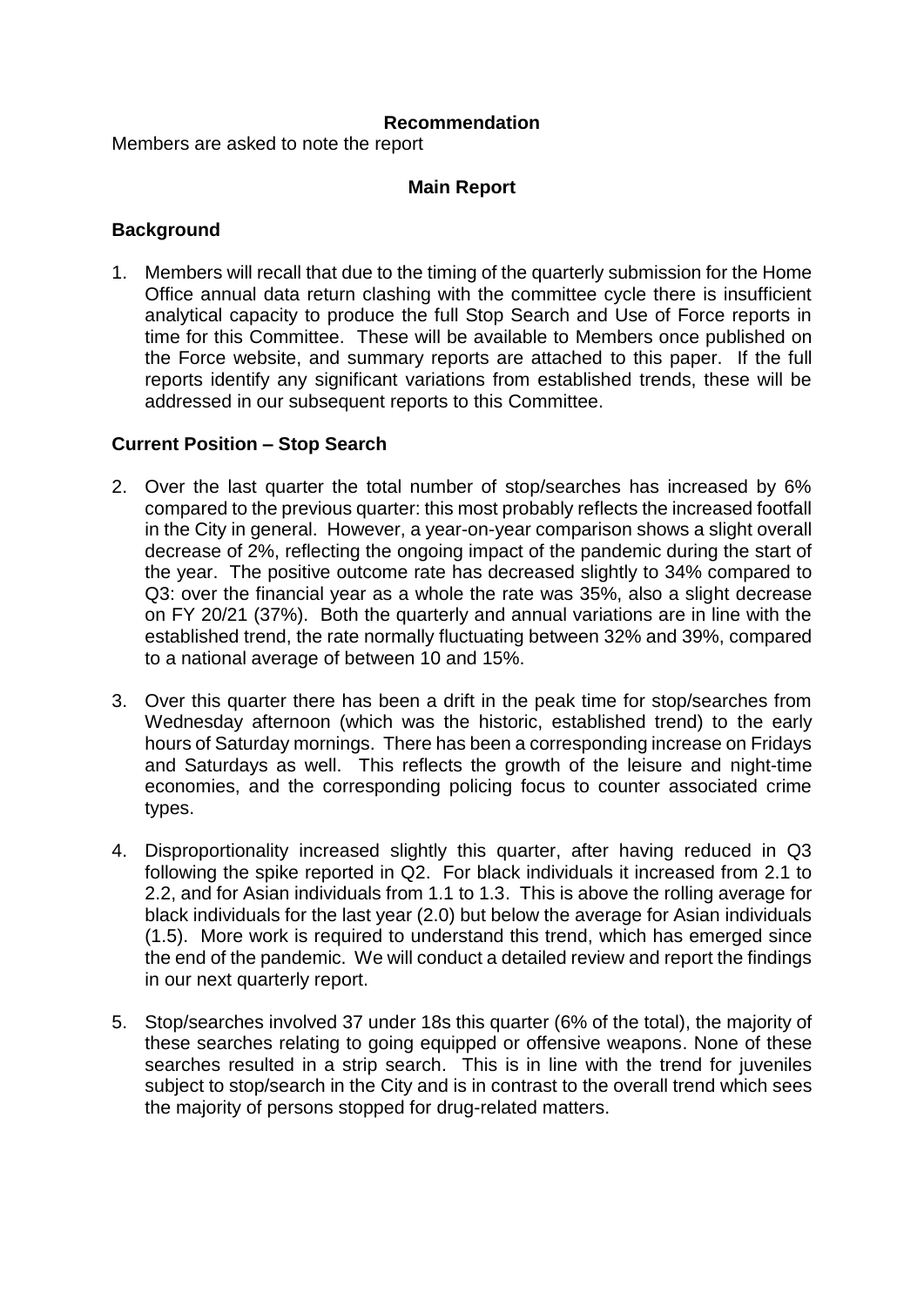**Recommendation**

Members are asked to note the report

**Main Report**

## Background

1. Members will recall that due to the timing of the quarterly submission for the Home Office annual data return clashing with the committee cycle there is insufficient analytical capacity to produce the full Stop Search and Use of Force reports in time for this Committee. These will be available to Members once published on the Force website, and summary reports are attached to this paper. If the full reports identify any significant variations from established trends, these will be addressed in our subsequent reports to this Committee.

## Current Position – Stop Search

2. Over the last quarter the total number of stop/searches has increased by 6% compared to the previous quarter: this most probably reflects the increased footfall in the City in general. However, a year-on-year comparison shows a slight overall decrease of 2%, reflecting the ongoing impact of the pandemic during the start of the year. The positive outcome rate has decreased slightly to 34% compared to Q3: over the financial year as a whole the rate was 35%, also a slight decrease on FY 20/21 (37%). Both the quarterly and annual variations are in line with the established trend, the rate normally fluctuating between 32% and 39%, compared to a national average of between 10 and 15%.

3. Over this quarter there has been a drift in the peak time for stop/searches from Wednesday afternoon (which was the historic, established trend) to the early hours of Saturday mornings. There has been a corresponding increase on Fridays and Saturdays as well. This reflects the growth of the leisure and night-time economies, and the corresponding policing focus to counter associated crime types.

4. Disproportionality increased slightly this quarter, after having reduced in Q3 following the spike reported in Q2. For black individuals it increased from 2.1 to 2.2, and for Asian individuals from 1.1 to 1.3. This is above the rolling average for black individuals for the last year (2.0) but below the average for Asian individuals (1.5). More work is required to understand this trend, which has emerged since the end of the pandemic. We will conduct a detailed review and report the findings in our next quarterly report.

5. Stop/searches involved 37 under 18s this quarter (6% of the total), the majority of these searches relating to going equipped or offensive weapons. None of these searches resulted in a strip search. This is in line with the trend for juveniles subject to stop/search in the City and is in contrast to the overall trend which sees the majority of persons stopped for drug-related matters.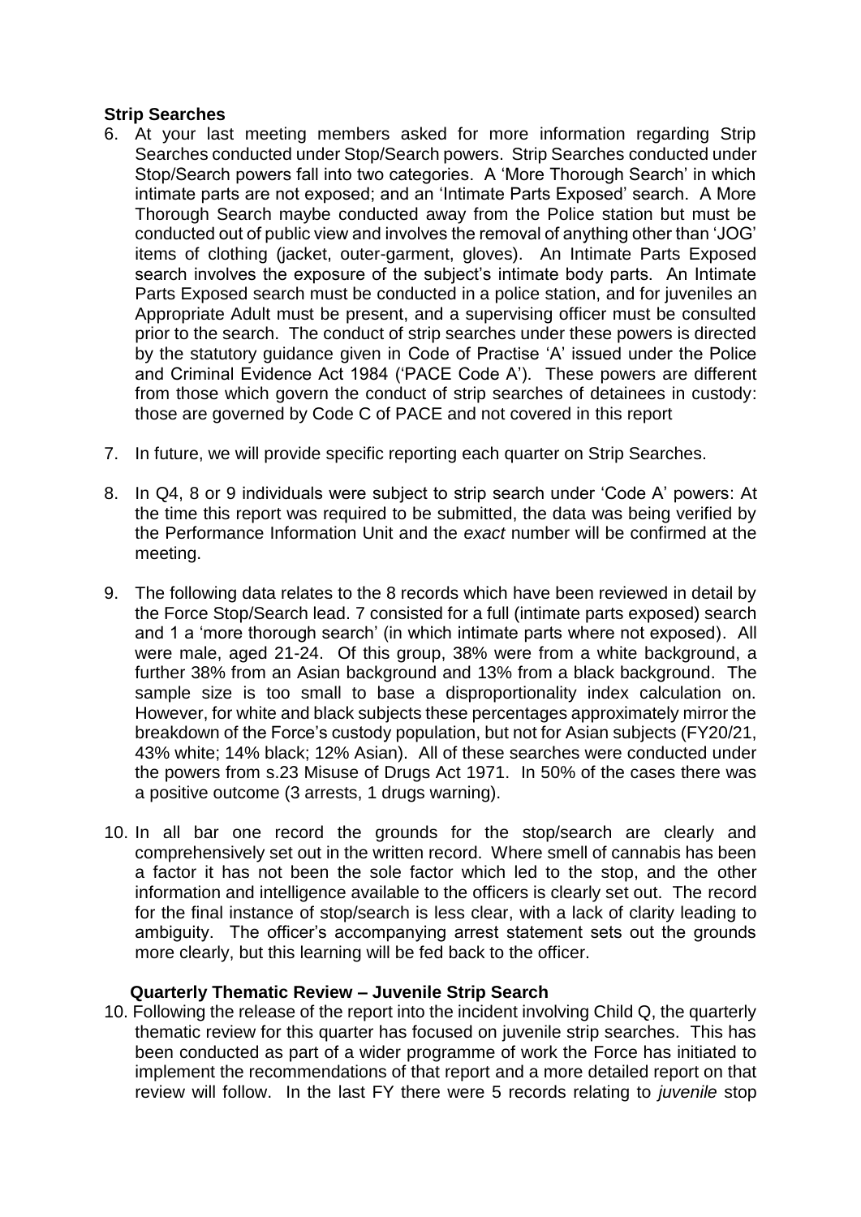**Strip Searches**

6. At your last meeting members asked for more information regarding Strip Searches conducted under Stop/Search powers. Strip Searches conducted under Stop/Search powers fall into two categories. A 'More Thorough Search' in which intimate parts are not exposed; and an 'Intimate Parts Exposed' search. A More Thorough Search maybe conducted away from the Police station but must be conducted out of public view and involves the removal of anything other than 'JOG' items of clothing (jacket, outer-garment, gloves). An Intimate Parts Exposed search involves the exposure of the subject's intimate body parts. An Intimate Parts Exposed search must be conducted in a police station, and for juveniles an Appropriate Adult must be present, and a supervising officer must be consulted prior to the search. The conduct of strip searches under these powers is directed by the statutory guidance given in Code of Practise 'A' issued under the Police and Criminal Evidence Act 1984 ('PACE Code A'). These powers are different from those which govern the conduct of strip searches of detainees in custody: those are governed by Code C of PACE and not covered in this report

7. In future, we will provide specific reporting each quarter on Strip Searches.

8. In Q4, 8 or 9 individuals were subject to strip search under 'Code A' powers: At the time this report was required to be submitted, the data was being verified by the Performance Information Unit and the *exact* number will be confirmed at the meeting.

9. The following data relates to the 8 records which have been reviewed in detail by the Force Stop/Search lead. 7 consisted for a full (intimate parts exposed) search and 1 a 'more thorough search' (in which intimate parts where not exposed). All were male, aged 21-24. Of this group, 38% were from a white background, a further 38% from an Asian background and 13% from a black background. The sample size is too small to base a disproportionality index calculation on. However, for white and black subjects these percentages approximately mirror the breakdown of the Force's custody population, but not for Asian subjects (FY20/21, 43% white; 14% black; 12% Asian). All of these searches were conducted under the powers from s.23 Misuse of Drugs Act 1971. In 50% of the cases there was a positive outcome (3 arrests, 1 drugs warning).

10. In all bar one record the grounds for the stop/search are clearly and comprehensively set out in the written record. Where smell of cannabis has been a factor it has not been the sole factor which led to the stop, and the other information and intelligence available to the officers is clearly set out. The record for the final instance of stop/search is less clear, with a lack of clarity leading to ambiguity. The officer's accompanying arrest statement sets out the grounds more clearly, but this learning will be fed back to the officer.

**Quarterly Thematic Review – Juvenile Strip Search**

10. Following the release of the report into the incident involving Child Q, the quarterly thematic review for this quarter has focused on juvenile strip searches. This has been conducted as part of a wider programme of work the Force has initiated to implement the recommendations of that report and a more detailed report on that review will follow. In the last FY there were 5 records relating to *juvenile* stop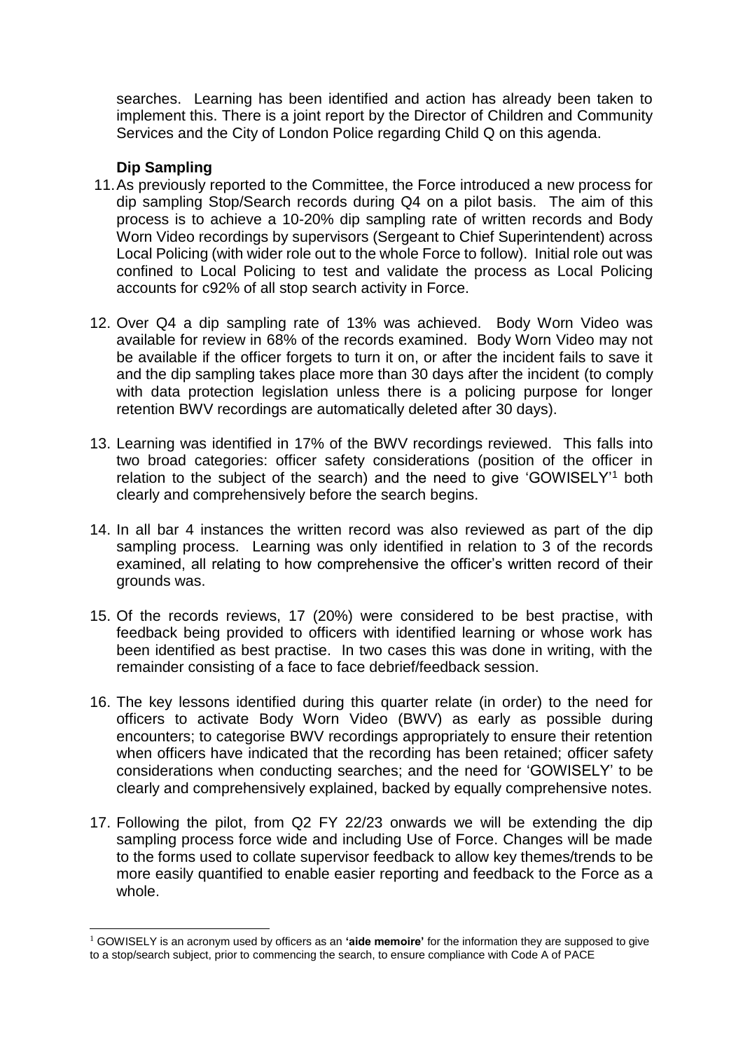searches. Learning has been identified and action has already been taken to implement this. There is a joint report by the Director of Children and Community Services and the City of London Police regarding Child Q on this agenda.

**Dip Sampling**

11. As previously reported to the Committee, the Force introduced a new process for dip sampling Stop/Search records during Q4 on a pilot basis. The aim of this process is to achieve a 10-20% dip sampling rate of written records and Body Worn Video recordings by supervisors (Sergeant to Chief Superintendent) across Local Policing (with wider role out to the whole Force to follow). Initial role out was confined to Local Policing to test and validate the process as Local Policing accounts for c92% of all stop search activity in Force.

12. Over Q4 a dip sampling rate of 13% was achieved. Body Worn Video was available for review in 68% of the records examined. Body Worn Video may not be available if the officer forgets to turn it on, or after the incident fails to save it and the dip sampling takes place more than 30 days after the incident (to comply with data protection legislation unless there is a policing purpose for longer retention BWV recordings are automatically deleted after 30 days).

13. Learning was identified in 17% of the BWV recordings reviewed. This falls into two broad categories: officer safety considerations (position of the officer in relation to the subject of the search) and the need to give 'GOWISELY'[1] both clearly and comprehensively before the search begins.

14. In all bar 4 instances the written record was also reviewed as part of the dip sampling process. Learning was only identified in relation to 3 of the records examined, all relating to how comprehensive the officer's written record of their grounds was.

15. Of the records reviews, 17 (20%) were considered to be best practise, with feedback being provided to officers with identified learning or whose work has been identified as best practise. In two cases this was done in writing, with the remainder consisting of a face to face debrief/feedback session.

16. The key lessons identified during this quarter relate (in order) to the need for officers to activate Body Worn Video (BWV) as early as possible during encounters; to categorise BWV recordings appropriately to ensure their retention when officers have indicated that the recording has been retained; officer safety considerations when conducting searches; and the need for 'GOWISELY' to be clearly and comprehensively explained, backed by equally comprehensive notes.

17. Following the pilot, from Q2 FY 22/23 onwards we will be extending the dip sampling process force wide and including Use of Force. Changes will be made to the forms used to collate supervisor feedback to allow key themes/trends to be more easily quantified to enable easier reporting and feedback to the Force as a whole.

---

[1] GOWISELY is an acronym used by officers as an **'aide memoire'** for the information they are supposed to give to a stop/search subject, prior to commencing the search, to ensure compliance with Code A of PACE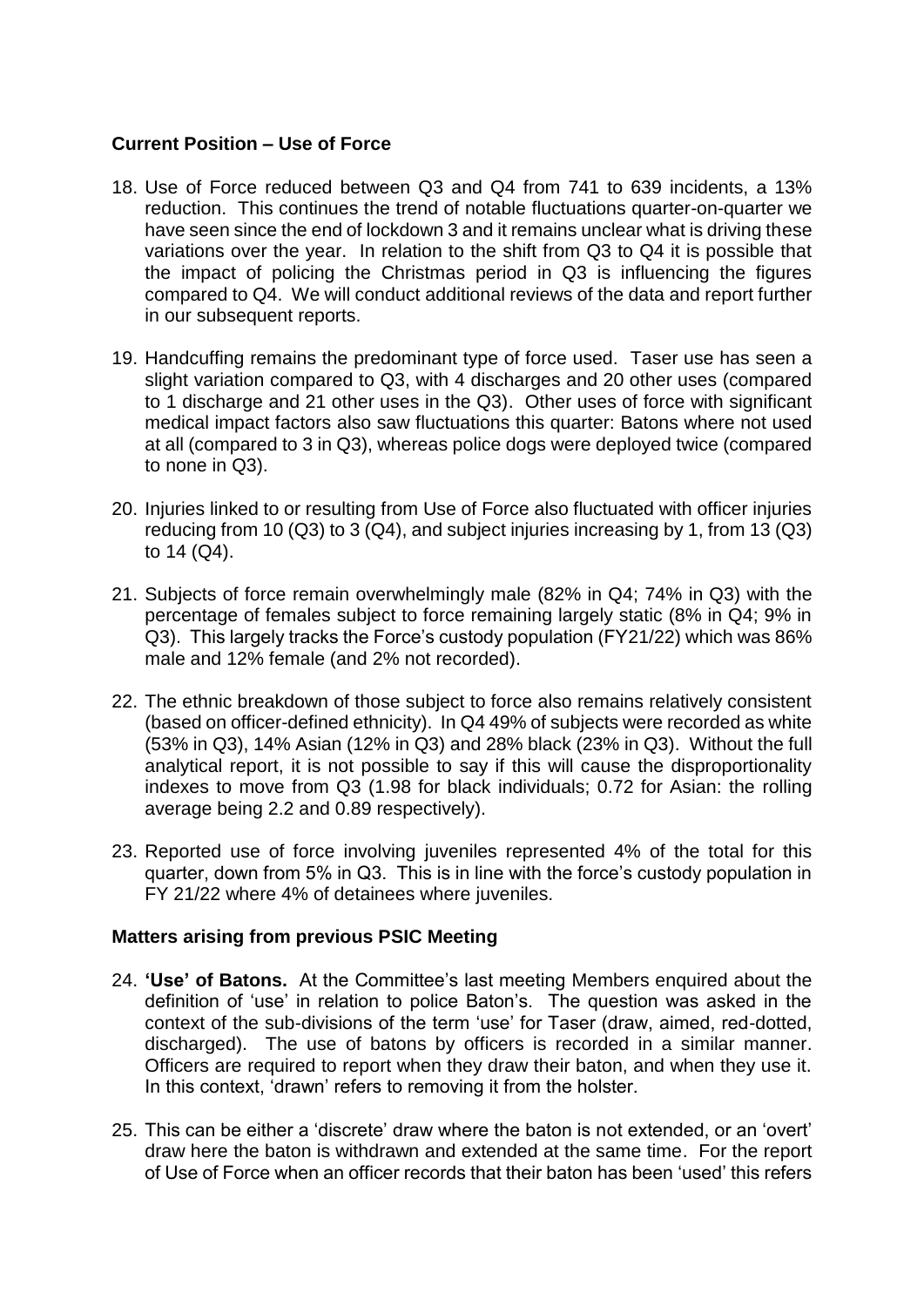**Current Position – Use of Force**

18. Use of Force reduced between Q3 and Q4 from 741 to 639 incidents, a 13% reduction. This continues the trend of notable fluctuations quarter-on-quarter we have seen since the end of lockdown 3 and it remains unclear what is driving these variations over the year. In relation to the shift from Q3 to Q4 it is possible that the impact of policing the Christmas period in Q3 is influencing the figures compared to Q4. We will conduct additional reviews of the data and report further in our subsequent reports.

19. Handcuffing remains the predominant type of force used. Taser use has seen a slight variation compared to Q3, with 4 discharges and 20 other uses (compared to 1 discharge and 21 other uses in the Q3). Other uses of force with significant medical impact factors also saw fluctuations this quarter: Batons where not used at all (compared to 3 in Q3), whereas police dogs were deployed twice (compared to none in Q3).

20. Injuries linked to or resulting from Use of Force also fluctuated with officer injuries reducing from 10 (Q3) to 3 (Q4), and subject injuries increasing by 1, from 13 (Q3) to 14 (Q4).

21. Subjects of force remain overwhelmingly male (82% in Q4; 74% in Q3) with the percentage of females subject to force remaining largely static (8% in Q4; 9% in Q3). This largely tracks the Force's custody population (FY21/22) which was 86% male and 12% female (and 2% not recorded).

22. The ethnic breakdown of those subject to force also remains relatively consistent (based on officer-defined ethnicity). In Q4 49% of subjects were recorded as white (53% in Q3), 14% Asian (12% in Q3) and 28% black (23% in Q3). Without the full analytical report, it is not possible to say if this will cause the disproportionality indexes to move from Q3 (1.98 for black individuals; 0.72 for Asian: the rolling average being 2.2 and 0.89 respectively).

23. Reported use of force involving juveniles represented 4% of the total for this quarter, down from 5% in Q3. This is in line with the force's custody population in FY 21/22 where 4% of detainees where juveniles.

**Matters arising from previous PSIC Meeting**

24. **'Use' of Batons.** At the Committee's last meeting Members enquired about the definition of 'use' in relation to police Baton's. The question was asked in the context of the sub-divisions of the term 'use' for Taser (draw, aimed, red-dotted, discharged). The use of batons by officers is recorded in a similar manner. Officers are required to report when they draw their baton, and when they use it. In this context, 'drawn' refers to removing it from the holster.

25. This can be either a 'discrete' draw where the baton is not extended, or an 'overt' draw here the baton is withdrawn and extended at the same time. For the report of Use of Force when an officer records that their baton has been 'used' this refers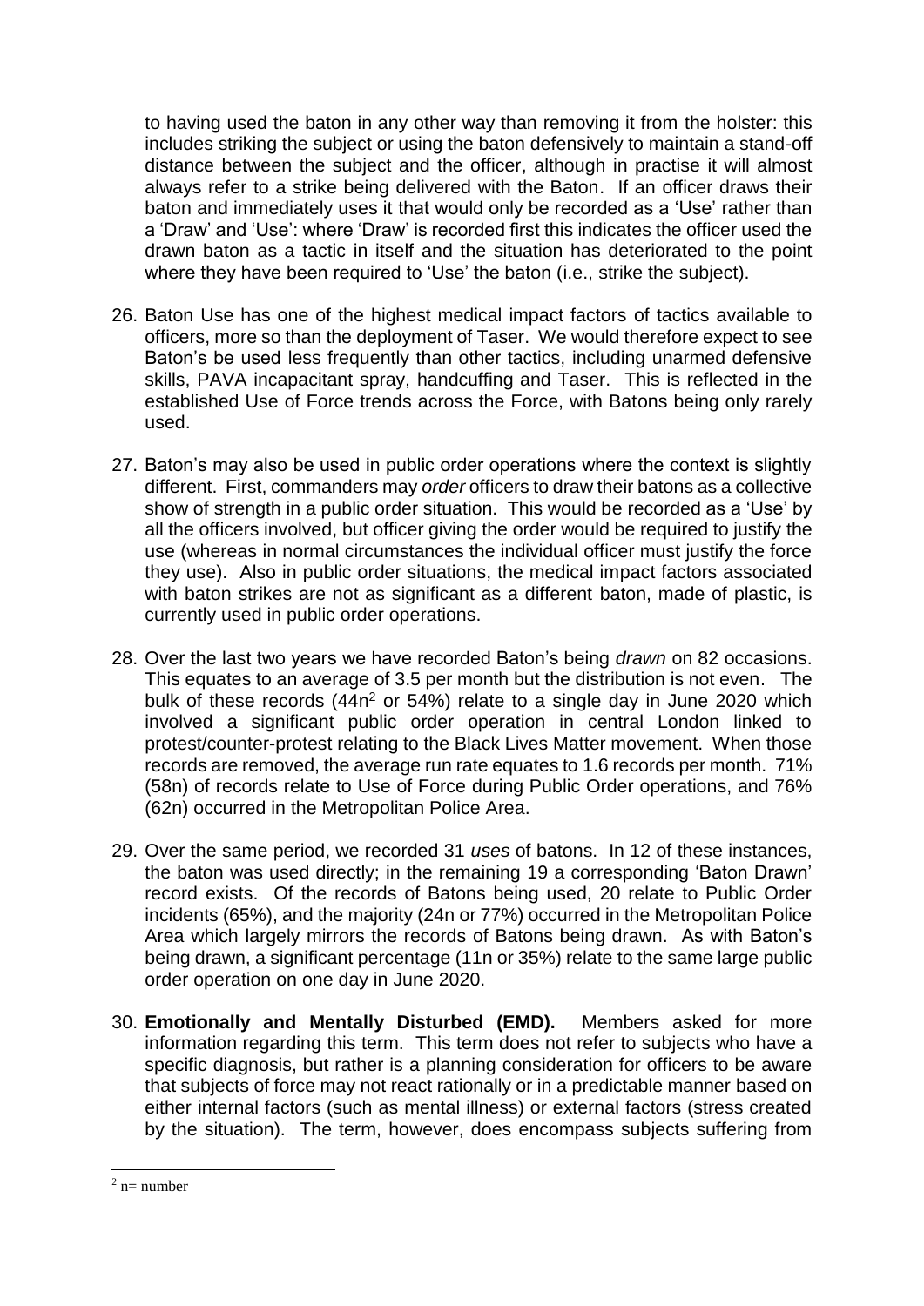to having used the baton in any other way than removing it from the holster: this includes striking the subject or using the baton defensively to maintain a stand-off distance between the subject and the officer, although in practise it will almost always refer to a strike being delivered with the Baton. If an officer draws their baton and immediately uses it that would only be recorded as a 'Use' rather than a 'Draw' and 'Use': where 'Draw' is recorded first this indicates the officer used the drawn baton as a tactic in itself and the situation has deteriorated to the point where they have been required to 'Use' the baton (i.e., strike the subject).

26. Baton Use has one of the highest medical impact factors of tactics available to officers, more so than the deployment of Taser. We would therefore expect to see Baton's be used less frequently than other tactics, including unarmed defensive skills, PAVA incapacitant spray, handcuffing and Taser. This is reflected in the established Use of Force trends across the Force, with Batons being only rarely used.

27. Baton's may also be used in public order operations where the context is slightly different. First, commanders may *order* officers to draw their batons as a collective show of strength in a public order situation. This would be recorded as a 'Use' by all the officers involved, but officer giving the order would be required to justify the use (whereas in normal circumstances the individual officer must justify the force they use). Also in public order situations, the medical impact factors associated with baton strikes are not as significant as a different baton, made of plastic, is currently used in public order operations.

28. Over the last two years we have recorded Baton's being *drawn* on 82 occasions. This equates to an average of 3.5 per month but the distribution is not even. The bulk of these records (44n[2] or 54%) relate to a single day in June 2020 which involved a significant public order operation in central London linked to protest/counter-protest relating to the Black Lives Matter movement. When those records are removed, the average run rate equates to 1.6 records per month. 71% (58n) of records relate to Use of Force during Public Order operations, and 76% (62n) occurred in the Metropolitan Police Area.

29. Over the same period, we recorded 31 *uses* of batons. In 12 of these instances, the baton was used directly; in the remaining 19 a corresponding 'Baton Drawn' record exists. Of the records of Batons being used, 20 relate to Public Order incidents (65%), and the majority (24n or 77%) occurred in the Metropolitan Police Area which largely mirrors the records of Batons being drawn. As with Baton's being drawn, a significant percentage (11n or 35%) relate to the same large public order operation on one day in June 2020.

30. **Emotionally and Mentally Disturbed (EMD).** Members asked for more information regarding this term. This term does not refer to subjects who have a specific diagnosis, but rather is a planning consideration for officers to be aware that subjects of force may not react rationally or in a predictable manner based on either internal factors (such as mental illness) or external factors (stress created by the situation). The term, however, does encompass subjects suffering from

---

[2] n= number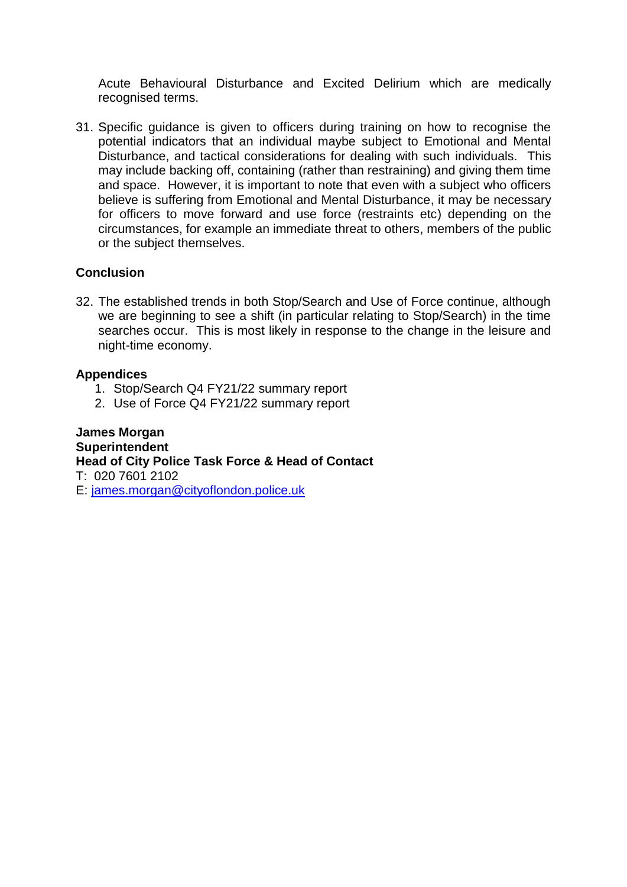Acute Behavioural Disturbance and Excited Delirium which are medically recognised terms.

31. Specific guidance is given to officers during training on how to recognise the potential indicators that an individual maybe subject to Emotional and Mental Disturbance, and tactical considerations for dealing with such individuals. This may include backing off, containing (rather than restraining) and giving them time and space. However, it is important to note that even with a subject who officers believe is suffering from Emotional and Mental Disturbance, it may be necessary for officers to move forward and use force (restraints etc) depending on the circumstances, for example an immediate threat to others, members of the public or the subject themselves.

**Conclusion**

32. The established trends in both Stop/Search and Use of Force continue, although we are beginning to see a shift (in particular relating to Stop/Search) in the time searches occur. This is most likely in response to the change in the leisure and night-time economy.

**Appendices**

1. Stop/Search Q4 FY21/22 summary report
2. Use of Force Q4 FY21/22 summary report

**James Morgan**
**Superintendent**
**Head of City Police Task Force & Head of Contact**
T: 020 7601 2102
E: james.morgan@cityoflondon.police.uk